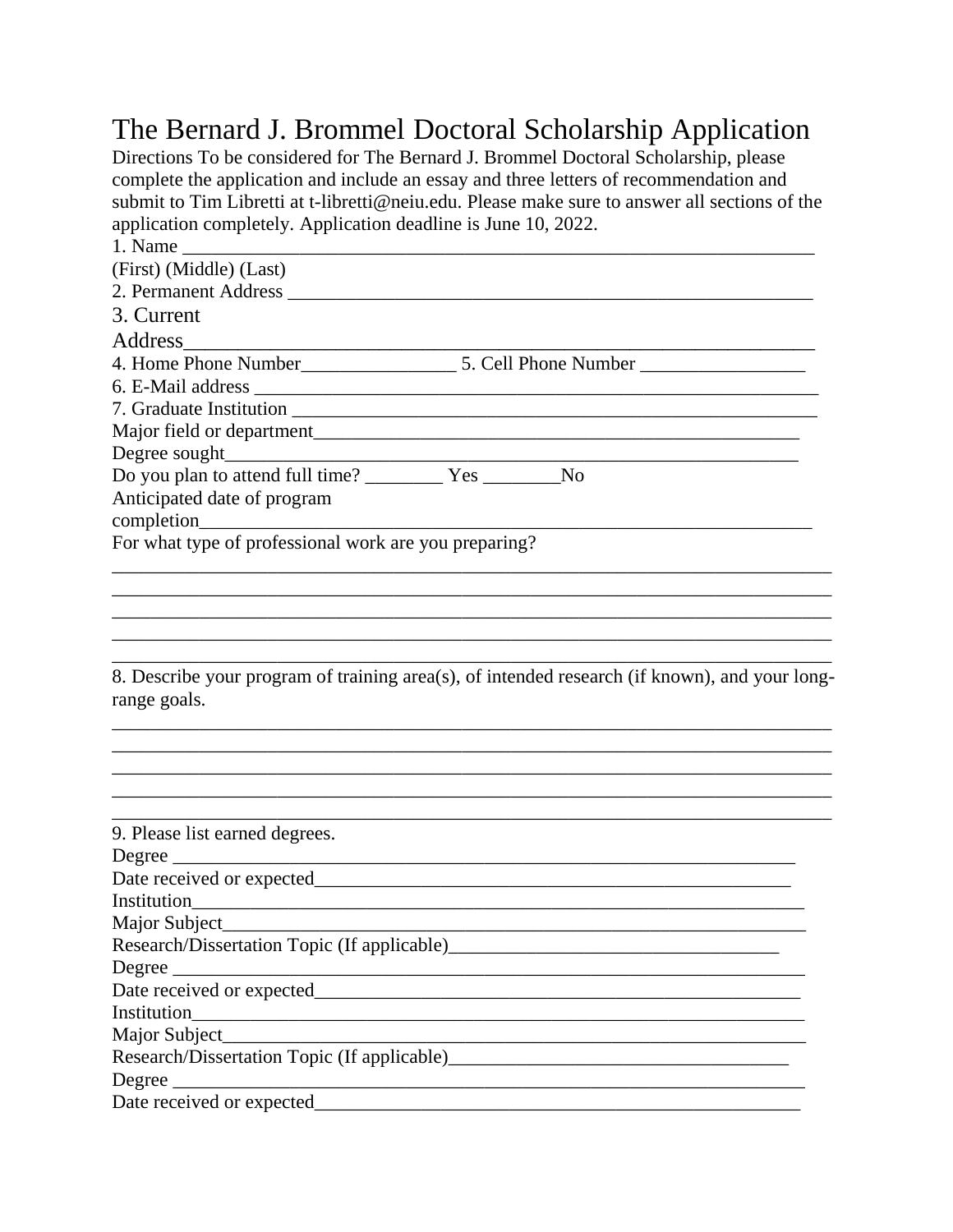# The Bernard J. Brommel Doctoral Scholarship Application

Directions To be considered for The Bernard J. Brommel Doctoral Scholarship, please complete the application and include an essay and three letters of recommendation and submit to Tim Libretti at t-libretti@neiu.edu. Please make sure to answer all sections of the application completely. Application deadline is June 10, 2022.

1. Name ____________________________________________________________________
(First) (Middle) (Last)
2. Permanent Address ________________________________________________________
3. Current Address_________________________________________________________
4. Home Phone Number________________ 5. Cell Phone Number _________________
6. E-Mail address ____________________________________________________________
7. Graduate Institution ________________________________________________________
Major field or department___________________________________________________
Degree sought_____________________________________________________________
Do you plan to attend full time? ________ Yes ________No
Anticipated date of program completion___________________________________________________________________
For what type of professional work are you preparing?
_____________________________________________________________________________
_____________________________________________________________________________
_____________________________________________________________________________
_____________________________________________________________________________
_____________________________________________________________________________

8. Describe your program of training area(s), of intended research (if known), and your long-range goals.
_____________________________________________________________________________
_____________________________________________________________________________
_____________________________________________________________________________
_____________________________________________________________________________
_____________________________________________________________________________

9. Please list earned degrees.
Degree _____________________________________________________________________
Date received or expected___________________________________________________
Institution____________________________________________________________________
Major Subject_________________________________________________________________
Research/Dissertation Topic (If applicable)____________________________________
Degree ______________________________________________________________________
Date received or expected____________________________________________________
Institution____________________________________________________________________
Major Subject_________________________________________________________________
Research/Dissertation Topic (If applicable)_____________________________________
Degree ______________________________________________________________________
Date received or expected____________________________________________________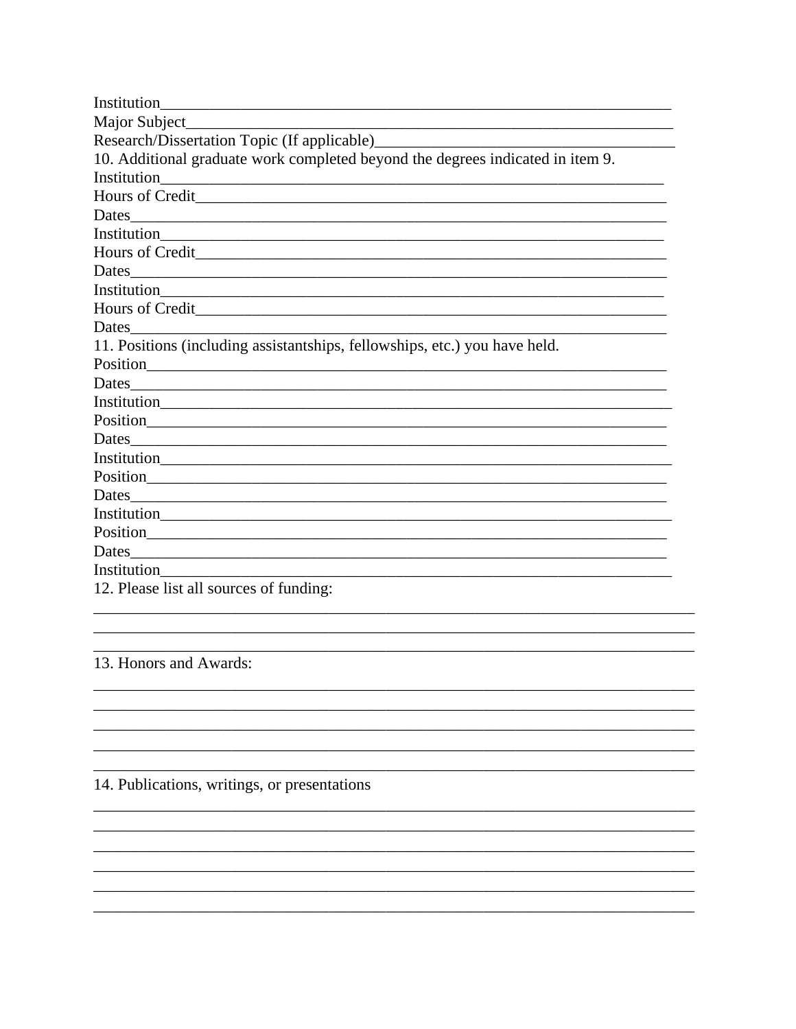Institution\_\_\_\_\_\_\_\_\_\_\_\_\_\_\_\_\_\_\_\_\_\_\_\_\_\_\_\_\_\_\_\_\_\_\_\_\_\_\_\_\_\_\_\_\_\_\_\_\_\_\_\_\_\_\_\_\_\_\_\_\_\_\_\_

Major Subject\_\_\_\_\_\_\_\_\_\_\_\_\_\_\_\_\_\_\_\_\_\_\_\_\_\_\_\_\_\_\_\_\_\_\_\_\_\_\_\_\_\_\_\_\_\_\_\_\_\_\_\_\_\_\_\_\_\_\_\_\_\_

Research/Dissertation Topic (If applicable)\_\_\_\_\_\_\_\_\_\_\_\_\_\_\_\_\_\_\_\_\_\_\_\_\_\_\_\_\_\_\_\_\_\_\_\_\_\_

10. Additional graduate work completed beyond the degrees indicated in item 9.

Institution\_\_\_\_\_\_\_\_\_\_\_\_\_\_\_\_\_\_\_\_\_\_\_\_\_\_\_\_\_\_\_\_\_\_\_\_\_\_\_\_\_\_\_\_\_\_\_\_\_\_\_\_\_\_\_\_\_\_\_\_\_\_\_

Hours of Credit\_\_\_\_\_\_\_\_\_\_\_\_\_\_\_\_\_\_\_\_\_\_\_\_\_\_\_\_\_\_\_\_\_\_\_\_\_\_\_\_\_\_\_\_\_\_\_\_\_\_\_\_\_\_\_\_\_\_\_\_

Dates\_\_\_\_\_\_\_\_\_\_\_\_\_\_\_\_\_\_\_\_\_\_\_\_\_\_\_\_\_\_\_\_\_\_\_\_\_\_\_\_\_\_\_\_\_\_\_\_\_\_\_\_\_\_\_\_\_\_\_\_\_\_\_\_\_\_\_\_

Institution\_\_\_\_\_\_\_\_\_\_\_\_\_\_\_\_\_\_\_\_\_\_\_\_\_\_\_\_\_\_\_\_\_\_\_\_\_\_\_\_\_\_\_\_\_\_\_\_\_\_\_\_\_\_\_\_\_\_\_\_\_\_\_

Hours of Credit\_\_\_\_\_\_\_\_\_\_\_\_\_\_\_\_\_\_\_\_\_\_\_\_\_\_\_\_\_\_\_\_\_\_\_\_\_\_\_\_\_\_\_\_\_\_\_\_\_\_\_\_\_\_\_\_\_\_\_\_

Dates\_\_\_\_\_\_\_\_\_\_\_\_\_\_\_\_\_\_\_\_\_\_\_\_\_\_\_\_\_\_\_\_\_\_\_\_\_\_\_\_\_\_\_\_\_\_\_\_\_\_\_\_\_\_\_\_\_\_\_\_\_\_\_\_\_\_\_\_

Institution\_\_\_\_\_\_\_\_\_\_\_\_\_\_\_\_\_\_\_\_\_\_\_\_\_\_\_\_\_\_\_\_\_\_\_\_\_\_\_\_\_\_\_\_\_\_\_\_\_\_\_\_\_\_\_\_\_\_\_\_\_\_\_

Hours of Credit\_\_\_\_\_\_\_\_\_\_\_\_\_\_\_\_\_\_\_\_\_\_\_\_\_\_\_\_\_\_\_\_\_\_\_\_\_\_\_\_\_\_\_\_\_\_\_\_\_\_\_\_\_\_\_\_\_\_\_\_

Dates\_\_\_\_\_\_\_\_\_\_\_\_\_\_\_\_\_\_\_\_\_\_\_\_\_\_\_\_\_\_\_\_\_\_\_\_\_\_\_\_\_\_\_\_\_\_\_\_\_\_\_\_\_\_\_\_\_\_\_\_\_\_\_\_\_\_\_\_

11. Positions (including assistantships, fellowships, etc.) you have held.

Position\_\_\_\_\_\_\_\_\_\_\_\_\_\_\_\_\_\_\_\_\_\_\_\_\_\_\_\_\_\_\_\_\_\_\_\_\_\_\_\_\_\_\_\_\_\_\_\_\_\_\_\_\_\_\_\_\_\_\_\_\_\_\_\_\_\_

Dates\_\_\_\_\_\_\_\_\_\_\_\_\_\_\_\_\_\_\_\_\_\_\_\_\_\_\_\_\_\_\_\_\_\_\_\_\_\_\_\_\_\_\_\_\_\_\_\_\_\_\_\_\_\_\_\_\_\_\_\_\_\_\_\_\_\_\_\_

Institution\_\_\_\_\_\_\_\_\_\_\_\_\_\_\_\_\_\_\_\_\_\_\_\_\_\_\_\_\_\_\_\_\_\_\_\_\_\_\_\_\_\_\_\_\_\_\_\_\_\_\_\_\_\_\_\_\_\_\_\_\_\_\_\_

Position\_\_\_\_\_\_\_\_\_\_\_\_\_\_\_\_\_\_\_\_\_\_\_\_\_\_\_\_\_\_\_\_\_\_\_\_\_\_\_\_\_\_\_\_\_\_\_\_\_\_\_\_\_\_\_\_\_\_\_\_\_\_\_\_\_\_

Dates\_\_\_\_\_\_\_\_\_\_\_\_\_\_\_\_\_\_\_\_\_\_\_\_\_\_\_\_\_\_\_\_\_\_\_\_\_\_\_\_\_\_\_\_\_\_\_\_\_\_\_\_\_\_\_\_\_\_\_\_\_\_\_\_\_\_\_\_

Institution\_\_\_\_\_\_\_\_\_\_\_\_\_\_\_\_\_\_\_\_\_\_\_\_\_\_\_\_\_\_\_\_\_\_\_\_\_\_\_\_\_\_\_\_\_\_\_\_\_\_\_\_\_\_\_\_\_\_\_\_\_\_\_\_

Position\_\_\_\_\_\_\_\_\_\_\_\_\_\_\_\_\_\_\_\_\_\_\_\_\_\_\_\_\_\_\_\_\_\_\_\_\_\_\_\_\_\_\_\_\_\_\_\_\_\_\_\_\_\_\_\_\_\_\_\_\_\_\_\_\_\_

Dates\_\_\_\_\_\_\_\_\_\_\_\_\_\_\_\_\_\_\_\_\_\_\_\_\_\_\_\_\_\_\_\_\_\_\_\_\_\_\_\_\_\_\_\_\_\_\_\_\_\_\_\_\_\_\_\_\_\_\_\_\_\_\_\_\_\_\_\_

Institution\_\_\_\_\_\_\_\_\_\_\_\_\_\_\_\_\_\_\_\_\_\_\_\_\_\_\_\_\_\_\_\_\_\_\_\_\_\_\_\_\_\_\_\_\_\_\_\_\_\_\_\_\_\_\_\_\_\_\_\_\_\_\_\_

Position\_\_\_\_\_\_\_\_\_\_\_\_\_\_\_\_\_\_\_\_\_\_\_\_\_\_\_\_\_\_\_\_\_\_\_\_\_\_\_\_\_\_\_\_\_\_\_\_\_\_\_\_\_\_\_\_\_\_\_\_\_\_\_\_\_\_

Dates\_\_\_\_\_\_\_\_\_\_\_\_\_\_\_\_\_\_\_\_\_\_\_\_\_\_\_\_\_\_\_\_\_\_\_\_\_\_\_\_\_\_\_\_\_\_\_\_\_\_\_\_\_\_\_\_\_\_\_\_\_\_\_\_\_\_\_\_

Institution\_\_\_\_\_\_\_\_\_\_\_\_\_\_\_\_\_\_\_\_\_\_\_\_\_\_\_\_\_\_\_\_\_\_\_\_\_\_\_\_\_\_\_\_\_\_\_\_\_\_\_\_\_\_\_\_\_\_\_\_\_\_\_\_

12. Please list all sources of funding:

\_\_\_\_\_\_\_\_\_\_\_\_\_\_\_\_\_\_\_\_\_\_\_\_\_\_\_\_\_\_\_\_\_\_\_\_\_\_\_\_\_\_\_\_\_\_\_\_\_\_\_\_\_\_\_\_\_\_\_\_\_\_\_\_\_\_\_\_\_\_\_\_\_\_\_\_

\_\_\_\_\_\_\_\_\_\_\_\_\_\_\_\_\_\_\_\_\_\_\_\_\_\_\_\_\_\_\_\_\_\_\_\_\_\_\_\_\_\_\_\_\_\_\_\_\_\_\_\_\_\_\_\_\_\_\_\_\_\_\_\_\_\_\_\_\_\_\_\_\_\_\_\_

\_\_\_\_\_\_\_\_\_\_\_\_\_\_\_\_\_\_\_\_\_\_\_\_\_\_\_\_\_\_\_\_\_\_\_\_\_\_\_\_\_\_\_\_\_\_\_\_\_\_\_\_\_\_\_\_\_\_\_\_\_\_\_\_\_\_\_\_\_\_\_\_\_\_\_\_

13. Honors and Awards:

\_\_\_\_\_\_\_\_\_\_\_\_\_\_\_\_\_\_\_\_\_\_\_\_\_\_\_\_\_\_\_\_\_\_\_\_\_\_\_\_\_\_\_\_\_\_\_\_\_\_\_\_\_\_\_\_\_\_\_\_\_\_\_\_\_\_\_\_\_\_\_\_\_\_\_\_

\_\_\_\_\_\_\_\_\_\_\_\_\_\_\_\_\_\_\_\_\_\_\_\_\_\_\_\_\_\_\_\_\_\_\_\_\_\_\_\_\_\_\_\_\_\_\_\_\_\_\_\_\_\_\_\_\_\_\_\_\_\_\_\_\_\_\_\_\_\_\_\_\_\_\_\_

\_\_\_\_\_\_\_\_\_\_\_\_\_\_\_\_\_\_\_\_\_\_\_\_\_\_\_\_\_\_\_\_\_\_\_\_\_\_\_\_\_\_\_\_\_\_\_\_\_\_\_\_\_\_\_\_\_\_\_\_\_\_\_\_\_\_\_\_\_\_\_\_\_\_\_\_

\_\_\_\_\_\_\_\_\_\_\_\_\_\_\_\_\_\_\_\_\_\_\_\_\_\_\_\_\_\_\_\_\_\_\_\_\_\_\_\_\_\_\_\_\_\_\_\_\_\_\_\_\_\_\_\_\_\_\_\_\_\_\_\_\_\_\_\_\_\_\_\_\_\_\_\_

\_\_\_\_\_\_\_\_\_\_\_\_\_\_\_\_\_\_\_\_\_\_\_\_\_\_\_\_\_\_\_\_\_\_\_\_\_\_\_\_\_\_\_\_\_\_\_\_\_\_\_\_\_\_\_\_\_\_\_\_\_\_\_\_\_\_\_\_\_\_\_\_\_\_\_\_

14. Publications, writings, or presentations

\_\_\_\_\_\_\_\_\_\_\_\_\_\_\_\_\_\_\_\_\_\_\_\_\_\_\_\_\_\_\_\_\_\_\_\_\_\_\_\_\_\_\_\_\_\_\_\_\_\_\_\_\_\_\_\_\_\_\_\_\_\_\_\_\_\_\_\_\_\_\_\_\_\_\_\_

\_\_\_\_\_\_\_\_\_\_\_\_\_\_\_\_\_\_\_\_\_\_\_\_\_\_\_\_\_\_\_\_\_\_\_\_\_\_\_\_\_\_\_\_\_\_\_\_\_\_\_\_\_\_\_\_\_\_\_\_\_\_\_\_\_\_\_\_\_\_\_\_\_\_\_\_

\_\_\_\_\_\_\_\_\_\_\_\_\_\_\_\_\_\_\_\_\_\_\_\_\_\_\_\_\_\_\_\_\_\_\_\_\_\_\_\_\_\_\_\_\_\_\_\_\_\_\_\_\_\_\_\_\_\_\_\_\_\_\_\_\_\_\_\_\_\_\_\_\_\_\_\_

\_\_\_\_\_\_\_\_\_\_\_\_\_\_\_\_\_\_\_\_\_\_\_\_\_\_\_\_\_\_\_\_\_\_\_\_\_\_\_\_\_\_\_\_\_\_\_\_\_\_\_\_\_\_\_\_\_\_\_\_\_\_\_\_\_\_\_\_\_\_\_\_\_\_\_\_

\_\_\_\_\_\_\_\_\_\_\_\_\_\_\_\_\_\_\_\_\_\_\_\_\_\_\_\_\_\_\_\_\_\_\_\_\_\_\_\_\_\_\_\_\_\_\_\_\_\_\_\_\_\_\_\_\_\_\_\_\_\_\_\_\_\_\_\_\_\_\_\_\_\_\_\_

\_\_\_\_\_\_\_\_\_\_\_\_\_\_\_\_\_\_\_\_\_\_\_\_\_\_\_\_\_\_\_\_\_\_\_\_\_\_\_\_\_\_\_\_\_\_\_\_\_\_\_\_\_\_\_\_\_\_\_\_\_\_\_\_\_\_\_\_\_\_\_\_\_\_\_\_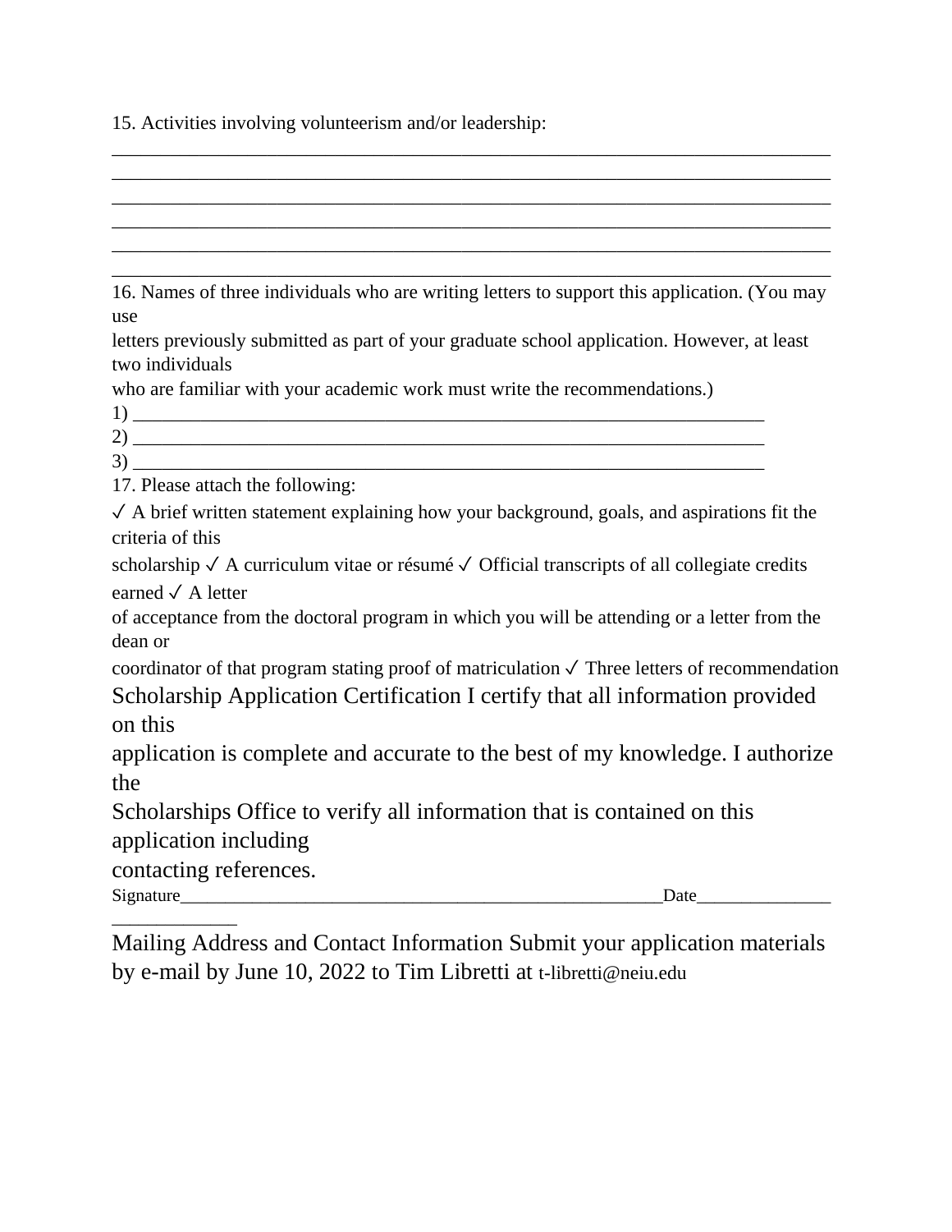15. Activities involving volunteerism and/or leadership:

\_\_\_\_\_\_\_\_\_\_\_\_\_\_\_\_\_\_\_\_\_\_\_\_\_\_\_\_\_\_\_\_\_\_\_\_\_\_\_\_\_\_\_\_\_\_\_\_\_\_\_\_\_\_\_\_\_\_\_\_\_\_\_\_\_\_\_\_\_\_\_\_\_\_\_\_
\_\_\_\_\_\_\_\_\_\_\_\_\_\_\_\_\_\_\_\_\_\_\_\_\_\_\_\_\_\_\_\_\_\_\_\_\_\_\_\_\_\_\_\_\_\_\_\_\_\_\_\_\_\_\_\_\_\_\_\_\_\_\_\_\_\_\_\_\_\_\_\_\_\_\_\_
\_\_\_\_\_\_\_\_\_\_\_\_\_\_\_\_\_\_\_\_\_\_\_\_\_\_\_\_\_\_\_\_\_\_\_\_\_\_\_\_\_\_\_\_\_\_\_\_\_\_\_\_\_\_\_\_\_\_\_\_\_\_\_\_\_\_\_\_\_\_\_\_\_\_\_\_
\_\_\_\_\_\_\_\_\_\_\_\_\_\_\_\_\_\_\_\_\_\_\_\_\_\_\_\_\_\_\_\_\_\_\_\_\_\_\_\_\_\_\_\_\_\_\_\_\_\_\_\_\_\_\_\_\_\_\_\_\_\_\_\_\_\_\_\_\_\_\_\_\_\_\_\_
\_\_\_\_\_\_\_\_\_\_\_\_\_\_\_\_\_\_\_\_\_\_\_\_\_\_\_\_\_\_\_\_\_\_\_\_\_\_\_\_\_\_\_\_\_\_\_\_\_\_\_\_\_\_\_\_\_\_\_\_\_\_\_\_\_\_\_\_\_\_\_\_\_\_\_\_
\_\_\_\_\_\_\_\_\_\_\_\_\_\_\_\_\_\_\_\_\_\_\_\_\_\_\_\_\_\_\_\_\_\_\_\_\_\_\_\_\_\_\_\_\_\_\_\_\_\_\_\_\_\_\_\_\_\_\_\_\_\_\_\_\_\_\_\_\_\_\_\_\_\_\_\_

16. Names of three individuals who are writing letters to support this application. (You may use letters previously submitted as part of your graduate school application. However, at least two individuals who are familiar with your academic work must write the recommendations.)

1) \_\_\_\_\_\_\_\_\_\_\_\_\_\_\_\_\_\_\_\_\_\_\_\_\_\_\_\_\_\_\_\_\_\_\_\_\_\_\_\_\_\_\_\_\_\_\_\_\_\_\_\_\_\_\_\_\_\_\_\_\_\_\_\_\_\_\_\_
2) \_\_\_\_\_\_\_\_\_\_\_\_\_\_\_\_\_\_\_\_\_\_\_\_\_\_\_\_\_\_\_\_\_\_\_\_\_\_\_\_\_\_\_\_\_\_\_\_\_\_\_\_\_\_\_\_\_\_\_\_\_\_\_\_\_\_\_\_
3) \_\_\_\_\_\_\_\_\_\_\_\_\_\_\_\_\_\_\_\_\_\_\_\_\_\_\_\_\_\_\_\_\_\_\_\_\_\_\_\_\_\_\_\_\_\_\_\_\_\_\_\_\_\_\_\_\_\_\_\_\_\_\_\_\_\_\_\_

17. Please attach the following:

✓ A brief written statement explaining how your background, goals, and aspirations fit the criteria of this scholarship ✓ A curriculum vitae or résumé ✓ Official transcripts of all collegiate credits earned ✓ A letter of acceptance from the doctoral program in which you will be attending or a letter from the dean or coordinator of that program stating proof of matriculation ✓ Three letters of recommendation

Scholarship Application Certification I certify that all information provided on this application is complete and accurate to the best of my knowledge. I authorize the Scholarships Office to verify all information that is contained on this application including contacting references.

Signature\_\_\_\_\_\_\_\_\_\_\_\_\_\_\_\_\_\_\_\_\_\_\_\_\_\_\_\_\_\_\_\_\_\_\_\_\_\_\_\_\_\_\_\_\_\_\_\_\_\_\_\_\_\_\_\_\_\_Date\_\_\_\_\_\_\_\_\_\_\_\_\_\_\_\_\_\_\_\_\_\_\_\_\_\_\_\_\_\_

Mailing Address and Contact Information Submit your application materials by e-mail by June 10, 2022 to Tim Libretti at t-libretti@neiu.edu